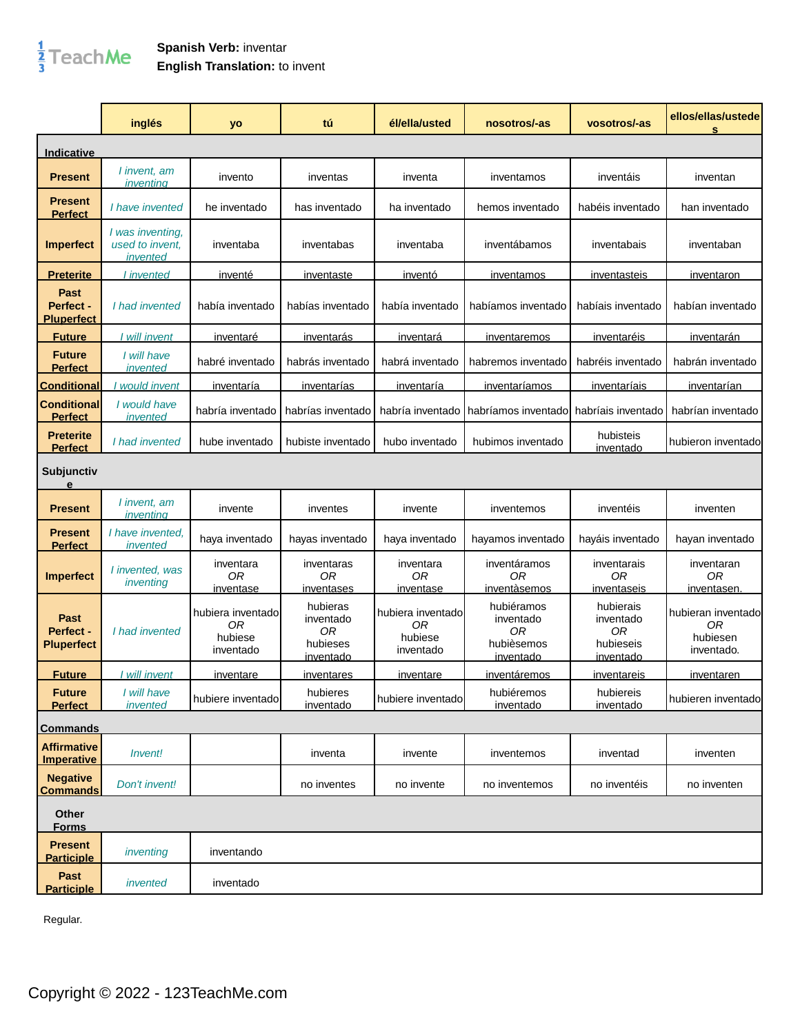**Spanish Verb:** inventar
**English Translation:** to invent

| | inglés | yo | tú | él/ella/usted | nosotros/-as | vosotros/-as | ellos/ellas/ustedes |
|---|---|---|---|---|---|---|---|
| **Indicative** | | | | | | | |
| **Present** | *I invent, am inventing* | invento | inventas | inventa | inventamos | inventáis | inventan |
| **Present Perfect** | *I have invented* | he inventado | has inventado | ha inventado | hemos inventado | habéis inventado | han inventado |
| **Imperfect** | *I was inventing, used to invent, invented* | inventaba | inventabas | inventaba | inventábamos | inventabais | inventaban |
| **Preterite** | *I invented* | inventé | inventaste | inventó | inventamos | inventasteis | inventaron |
| **Past Perfect - Pluperfect** | *I had invented* | había inventado | habías inventado | había inventado | habíamos inventado | habíais inventado | habían inventado |
| **Future** | *I will invent* | inventaré | inventarás | inventará | inventaremos | inventaréis | inventarán |
| **Future Perfect** | *I will have invented* | habré inventado | habrás inventado | habrá inventado | habremos inventado | habréis inventado | habrán inventado |
| **Conditional** | *I would invent* | inventaría | inventarías | inventaría | inventaríamos | inventaríais | inventarían |
| **Conditional Perfect** | *I would have invented* | habría inventado | habrías inventado | habría inventado | habríamos inventado | habríais inventado | habrían inventado |
| **Preterite Perfect** | *I had invented* | hube inventado | hubiste inventado | hubo inventado | hubimos inventado | hubisteis inventado | hubieron inventado |
| **Subjunctive** | | | | | | | |
| **Present** | *I invent, am inventing* | invente | inventes | invente | inventemos | inventéis | inventen |
| **Present Perfect** | *I have invented, invented* | haya inventado | hayas inventado | haya inventado | hayamos inventado | hayáis inventado | hayan inventado |
| **Imperfect** | *I invented, was inventing* | inventara *OR* inventase | inventaras *OR* inventases | inventara *OR* inventase | inventáramos *OR* inventàsemos | inventarais *OR* inventaseis | inventaran *OR* inventasen. |
| **Past Perfect - Pluperfect** | *I had invented* | hubiera inventado *OR* hubiese inventado | hubieras inventado *OR* hubieses inventado | hubiera inventado *OR* hubiese inventado | hubiéramos inventado *OR* hubièsemos inventado | hubierais inventado *OR* hubieseis inventado | hubieran inventado *OR* hubiesen inventado. |
| **Future** | *I will invent* | inventare | inventares | inventare | inventáremos | inventareis | inventaren |
| **Future Perfect** | *I will have invented* | hubiere inventado | hubieres inventado | hubiere inventado | hubiéremos inventado | hubiereis inventado | hubieren inventado |
| **Commands** | | | | | | | |
| **Affirmative Imperative** | *Invent!* | | inventa | invente | inventemos | inventad | inventen |
| **Negative Commands** | *Don't invent!* | | no inventes | no invente | no inventemos | no inventéis | no inventen |
| **Other Forms** | | | | | | | |
| **Present Participle** | *inventing* | inventando | | | | | |
| **Past Participle** | *invented* | inventado | | | | | |

Regular.

Copyright © 2022 - 123TeachMe.com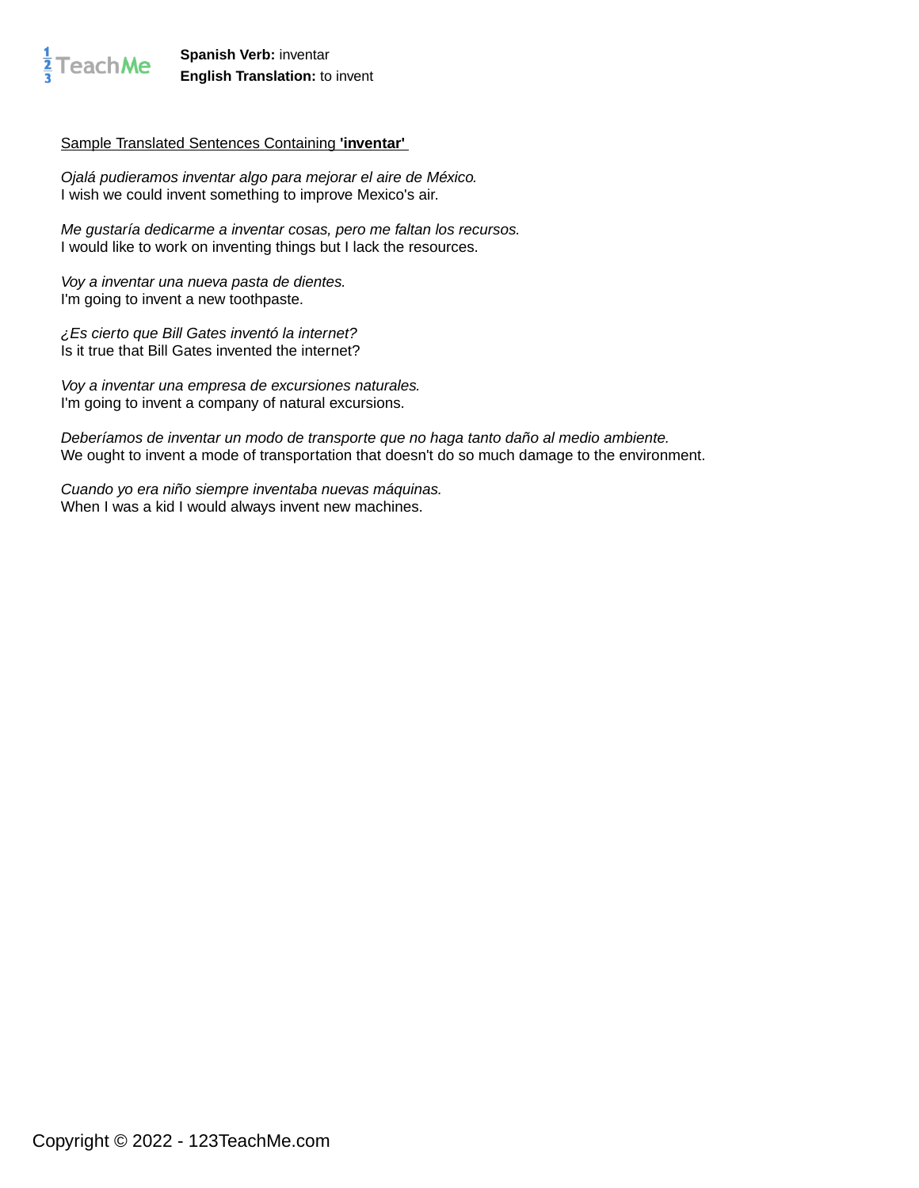**Spanish Verb:** inventar
**English Translation:** to invent

Sample Translated Sentences Containing **'inventar'**

*Ojalá pudieramos inventar algo para mejorar el aire de México.*
I wish we could invent something to improve Mexico's air.

*Me gustaría dedicarme a inventar cosas, pero me faltan los recursos.*
I would like to work on inventing things but I lack the resources.

*Voy a inventar una nueva pasta de dientes.*
I'm going to invent a new toothpaste.

*¿Es cierto que Bill Gates inventó la internet?*
Is it true that Bill Gates invented the internet?

*Voy a inventar una empresa de excursiones naturales.*
I'm going to invent a company of natural excursions.

*Deberíamos de inventar un modo de transporte que no haga tanto daño al medio ambiente.*
We ought to invent a mode of transportation that doesn't do so much damage to the environment.

*Cuando yo era niño siempre inventaba nuevas máquinas.*
When I was a kid I would always invent new machines.

Copyright © 2022 - 123TeachMe.com